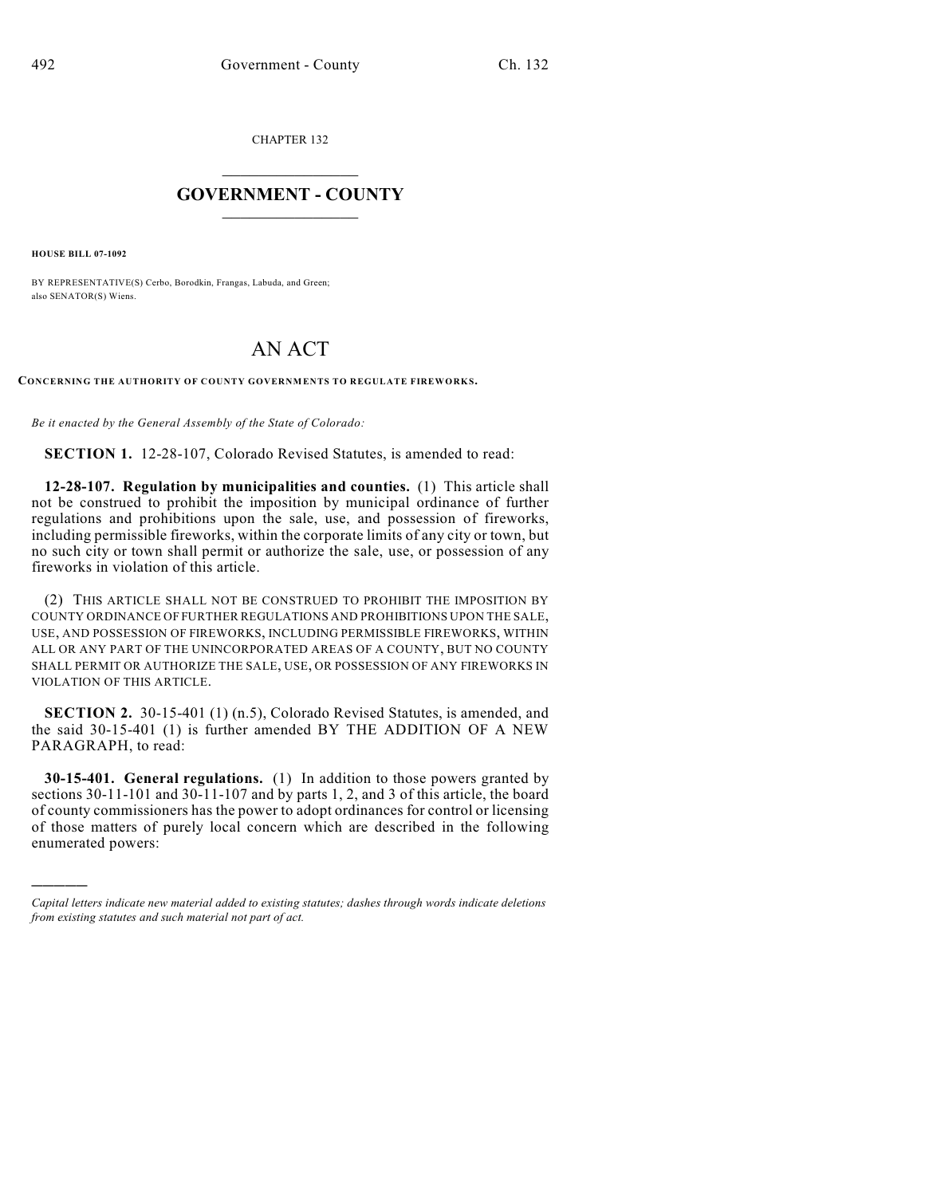CHAPTER 132

# GOVERNMENT - COUNTY

**HOUSE BILL 07-1092**

BY REPRESENTATIVE(S) Cerbo, Borodkin, Frangas, Labuda, and Green; also SENATOR(S) Wiens.

# AN ACT

**CONCERNING THE AUTHORITY OF COUNTY GOVERNMENTS TO REGULATE FIREWORKS.**

*Be it enacted by the General Assembly of the State of Colorado:*

**SECTION 1.** 12-28-107, Colorado Revised Statutes, is amended to read:

**12-28-107. Regulation by municipalities and counties.** (1) This article shall not be construed to prohibit the imposition by municipal ordinance of further regulations and prohibitions upon the sale, use, and possession of fireworks, including permissible fireworks, within the corporate limits of any city or town, but no such city or town shall permit or authorize the sale, use, or possession of any fireworks in violation of this article.

(2) THIS ARTICLE SHALL NOT BE CONSTRUED TO PROHIBIT THE IMPOSITION BY COUNTY ORDINANCE OF FURTHER REGULATIONS AND PROHIBITIONS UPON THE SALE, USE, AND POSSESSION OF FIREWORKS, INCLUDING PERMISSIBLE FIREWORKS, WITHIN ALL OR ANY PART OF THE UNINCORPORATED AREAS OF A COUNTY, BUT NO COUNTY SHALL PERMIT OR AUTHORIZE THE SALE, USE, OR POSSESSION OF ANY FIREWORKS IN VIOLATION OF THIS ARTICLE.

**SECTION 2.** 30-15-401 (1) (n.5), Colorado Revised Statutes, is amended, and the said 30-15-401 (1) is further amended BY THE ADDITION OF A NEW PARAGRAPH, to read:

**30-15-401. General regulations.** (1) In addition to those powers granted by sections 30-11-101 and 30-11-107 and by parts 1, 2, and 3 of this article, the board of county commissioners has the power to adopt ordinances for control or licensing of those matters of purely local concern which are described in the following enumerated powers:

---

*Capital letters indicate new material added to existing statutes; dashes through words indicate deletions from existing statutes and such material not part of act.*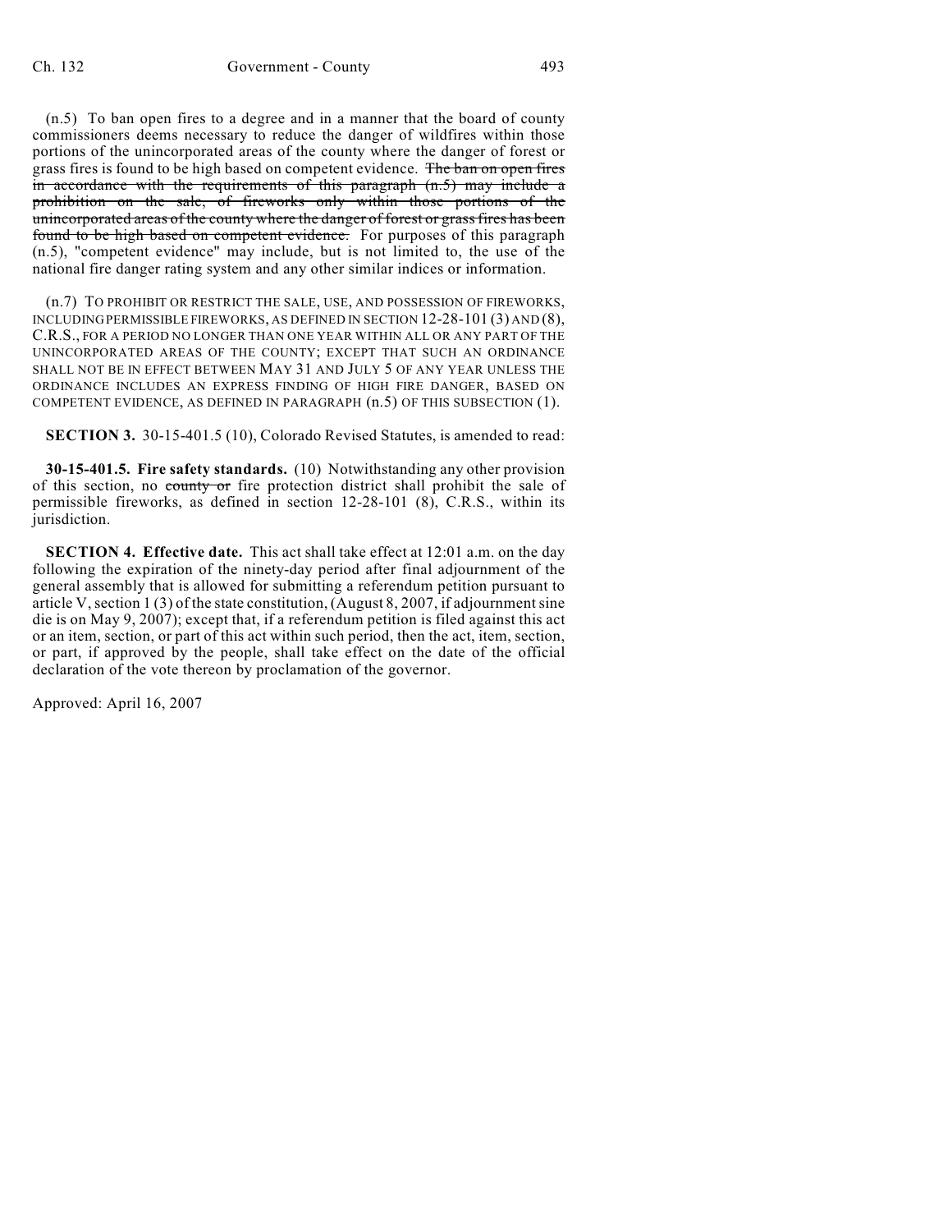(n.5) To ban open fires to a degree and in a manner that the board of county commissioners deems necessary to reduce the danger of wildfires within those portions of the unincorporated areas of the county where the danger of forest or grass fires is found to be high based on competent evidence. ~~The ban on open fires in accordance with the requirements of this paragraph (n.5) may include a prohibition on the sale, of fireworks only within those portions of the unincorporated areas of the county where the danger of forest or grass fires has been found to be high based on competent evidence.~~ For purposes of this paragraph (n.5), "competent evidence" may include, but is not limited to, the use of the national fire danger rating system and any other similar indices or information.

(n.7) TO PROHIBIT OR RESTRICT THE SALE, USE, AND POSSESSION OF FIREWORKS, INCLUDING PERMISSIBLE FIREWORKS, AS DEFINED IN SECTION 12-28-101 (3) AND (8), C.R.S., FOR A PERIOD NO LONGER THAN ONE YEAR WITHIN ALL OR ANY PART OF THE UNINCORPORATED AREAS OF THE COUNTY; EXCEPT THAT SUCH AN ORDINANCE SHALL NOT BE IN EFFECT BETWEEN MAY 31 AND JULY 5 OF ANY YEAR UNLESS THE ORDINANCE INCLUDES AN EXPRESS FINDING OF HIGH FIRE DANGER, BASED ON COMPETENT EVIDENCE, AS DEFINED IN PARAGRAPH (n.5) OF THIS SUBSECTION (1).

**SECTION 3.** 30-15-401.5 (10), Colorado Revised Statutes, is amended to read:

**30-15-401.5. Fire safety standards.** (10) Notwithstanding any other provision of this section, no ~~county or~~ fire protection district shall prohibit the sale of permissible fireworks, as defined in section 12-28-101 (8), C.R.S., within its jurisdiction.

**SECTION 4. Effective date.** This act shall take effect at 12:01 a.m. on the day following the expiration of the ninety-day period after final adjournment of the general assembly that is allowed for submitting a referendum petition pursuant to article V, section 1 (3) of the state constitution, (August 8, 2007, if adjournment sine die is on May 9, 2007); except that, if a referendum petition is filed against this act or an item, section, or part of this act within such period, then the act, item, section, or part, if approved by the people, shall take effect on the date of the official declaration of the vote thereon by proclamation of the governor.

Approved: April 16, 2007